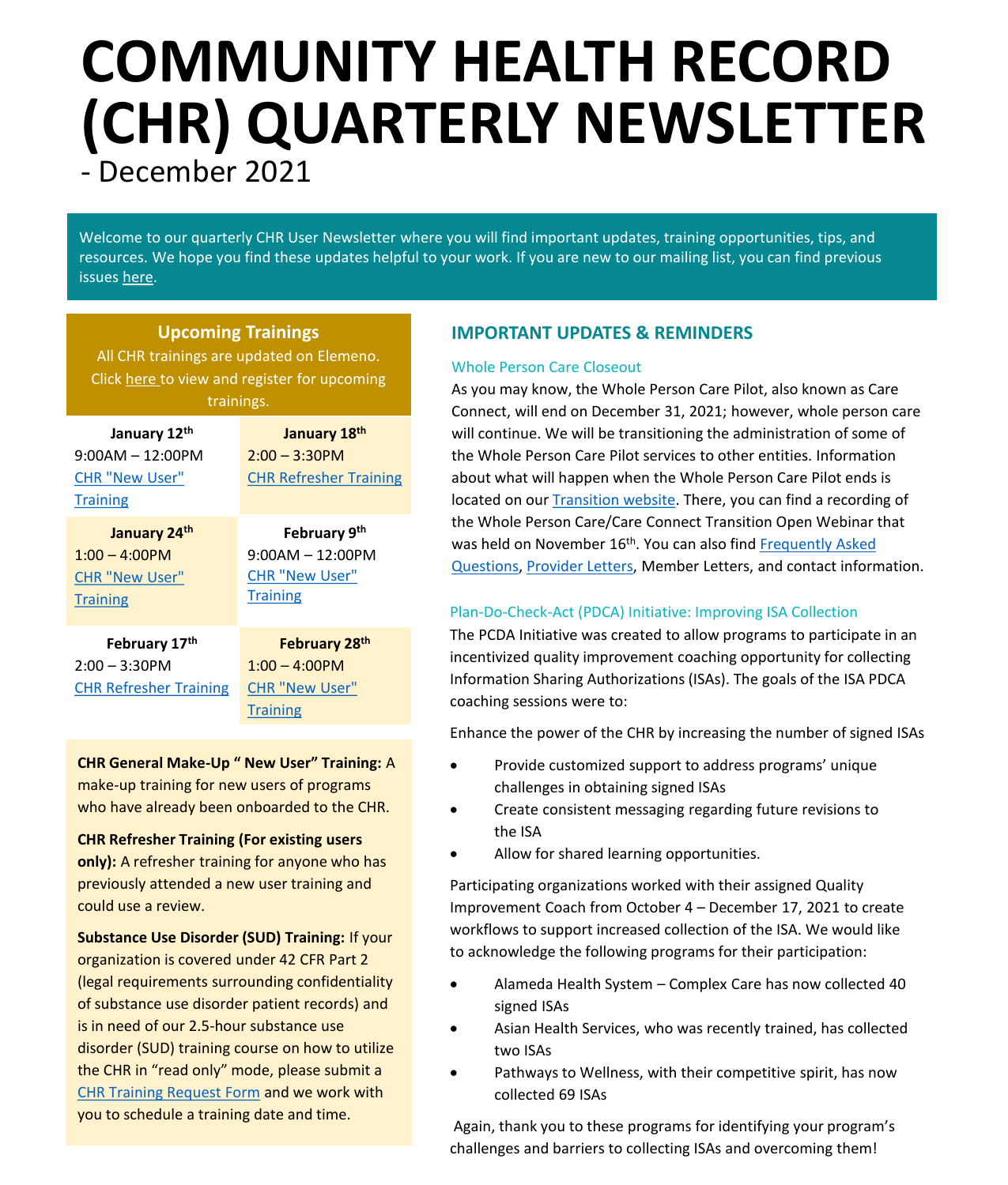# COMMUNITY HEALTH RECORD (CHR) QUARTERLY NEWSLETTER

- December 2021

Welcome to our quarterly CHR User Newsletter where you will find important updates, training opportunities, tips, and resources. We hope you find these updates helpful to your work. If you are new to our mailing list, you can find previous issues here.

## Upcoming Trainings

All CHR trainings are updated on Elemeno. Click here to view and register for upcoming trainings.

| | |
|---|---|
| **January 12th**<br>9:00AM – 12:00PM<br>CHR "New User" Training | **January 18th**<br>2:00 – 3:30PM<br>CHR Refresher Training |
| **January 24th**<br>1:00 – 4:00PM<br>CHR "New User" Training | **February 9th**<br>9:00AM – 12:00PM<br>CHR "New User" Training |
| **February 17th**<br>2:00 – 3:30PM<br>CHR Refresher Training | **February 28th**<br>1:00 – 4:00PM<br>CHR "New User" Training |

**CHR General Make-Up " New User" Training:** A make-up training for new users of programs who have already been onboarded to the CHR.

**CHR Refresher Training (For existing users only):** A refresher training for anyone who has previously attended a new user training and could use a review.

**Substance Use Disorder (SUD) Training:** If your organization is covered under 42 CFR Part 2 (legal requirements surrounding confidentiality of substance use disorder patient records) and is in need of our 2.5-hour substance use disorder (SUD) training course on how to utilize the CHR in "read only" mode, please submit a CHR Training Request Form and we work with you to schedule a training date and time.

## IMPORTANT UPDATES & REMINDERS

### Whole Person Care Closeout

As you may know, the Whole Person Care Pilot, also known as Care Connect, will end on December 31, 2021; however, whole person care will continue. We will be transitioning the administration of some of the Whole Person Care Pilot services to other entities. Information about what will happen when the Whole Person Care Pilot ends is located on our Transition website. There, you can find a recording of the Whole Person Care/Care Connect Transition Open Webinar that was held on November 16th. You can also find Frequently Asked Questions, Provider Letters, Member Letters, and contact information.

### Plan-Do-Check-Act (PDCA) Initiative: Improving ISA Collection

The PCDA Initiative was created to allow programs to participate in an incentivized quality improvement coaching opportunity for collecting Information Sharing Authorizations (ISAs). The goals of the ISA PDCA coaching sessions were to:

Enhance the power of the CHR by increasing the number of signed ISAs

- Provide customized support to address programs' unique challenges in obtaining signed ISAs
- Create consistent messaging regarding future revisions to the ISA
- Allow for shared learning opportunities.

Participating organizations worked with their assigned Quality Improvement Coach from October 4 – December 17, 2021 to create workflows to support increased collection of the ISA. We would like to acknowledge the following programs for their participation:

- Alameda Health System – Complex Care has now collected 40 signed ISAs
- Asian Health Services, who was recently trained, has collected two ISAs
- Pathways to Wellness, with their competitive spirit, has now collected 69 ISAs

Again, thank you to these programs for identifying your program's challenges and barriers to collecting ISAs and overcoming them!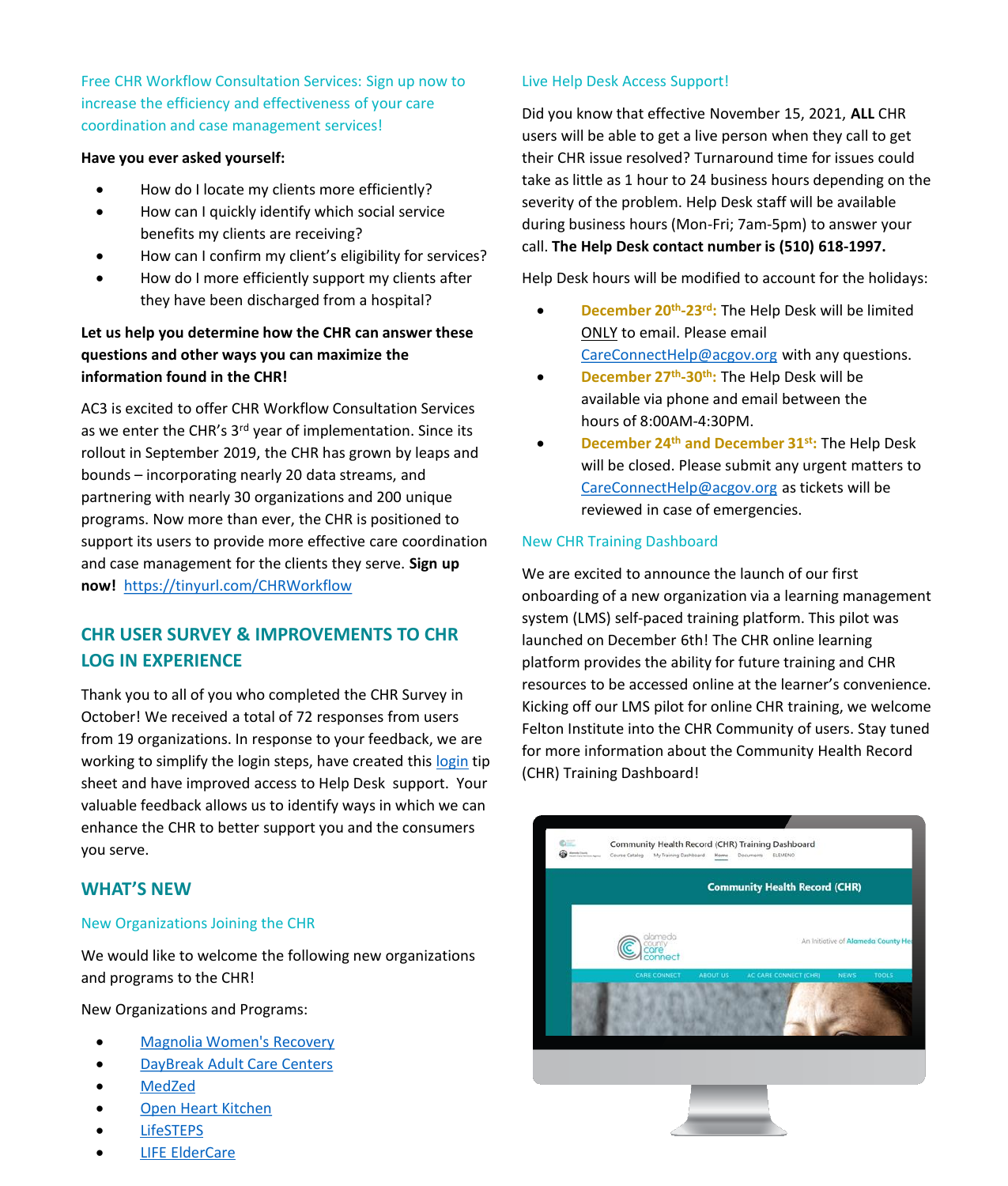### Free CHR Workflow Consultation Services: Sign up now to increase the efficiency and effectiveness of your care coordination and case management services!

**Have you ever asked yourself:**

- How do I locate my clients more efficiently?
- How can I quickly identify which social service benefits my clients are receiving?
- How can I confirm my client's eligibility for services?
- How do I more efficiently support my clients after they have been discharged from a hospital?

**Let us help you determine how the CHR can answer these questions and other ways you can maximize the information found in the CHR!**

AC3 is excited to offer CHR Workflow Consultation Services as we enter the CHR's 3rd year of implementation. Since its rollout in September 2019, the CHR has grown by leaps and bounds – incorporating nearly 20 data streams, and partnering with nearly 30 organizations and 200 unique programs. Now more than ever, the CHR is positioned to support its users to provide more effective care coordination and case management for the clients they serve. **Sign up now!** https://tinyurl.com/CHRWorkflow

## CHR USER SURVEY & IMPROVEMENTS TO CHR LOG IN EXPERIENCE

Thank you to all of you who completed the CHR Survey in October! We received a total of 72 responses from users from 19 organizations. In response to your feedback, we are working to simplify the login steps, have created this login tip sheet and have improved access to Help Desk support. Your valuable feedback allows us to identify ways in which we can enhance the CHR to better support you and the consumers you serve.

## WHAT'S NEW

### New Organizations Joining the CHR

We would like to welcome the following new organizations and programs to the CHR!

New Organizations and Programs:

- Magnolia Women's Recovery
- DayBreak Adult Care Centers
- MedZed
- Open Heart Kitchen
- LifeSTEPS
- LIFE ElderCare

### Live Help Desk Access Support!

Did you know that effective November 15, 2021, **ALL** CHR users will be able to get a live person when they call to get their CHR issue resolved? Turnaround time for issues could take as little as 1 hour to 24 business hours depending on the severity of the problem. Help Desk staff will be available during business hours (Mon-Fri; 7am-5pm) to answer your call. **The Help Desk contact number is (510) 618-1997.**

Help Desk hours will be modified to account for the holidays:

- **December 20th-23rd:** The Help Desk will be limited ONLY to email. Please email CareConnectHelp@acgov.org with any questions.
- **December 27th-30th:** The Help Desk will be available via phone and email between the hours of 8:00AM-4:30PM.
- **December 24th and December 31st:** The Help Desk will be closed. Please submit any urgent matters to CareConnectHelp@acgov.org as tickets will be reviewed in case of emergencies.

### New CHR Training Dashboard

We are excited to announce the launch of our first onboarding of a new organization via a learning management system (LMS) self-paced training platform. This pilot was launched on December 6th! The CHR online learning platform provides the ability for future training and CHR resources to be accessed online at the learner's convenience. Kicking off our LMS pilot for online CHR training, we welcome Felton Institute into the CHR Community of users. Stay tuned for more information about the Community Health Record (CHR) Training Dashboard!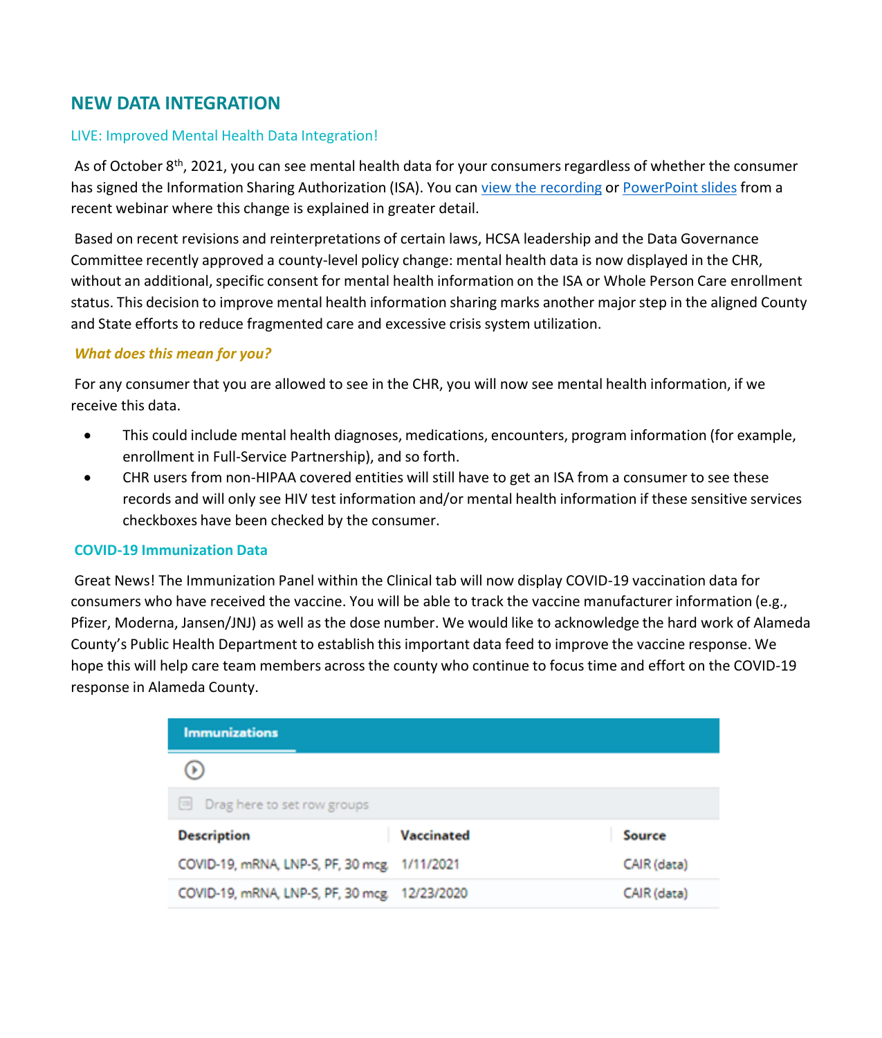## NEW DATA INTEGRATION

### LIVE: Improved Mental Health Data Integration!

As of October 8th, 2021, you can see mental health data for your consumers regardless of whether the consumer has signed the Information Sharing Authorization (ISA). You can view the recording or PowerPoint slides from a recent webinar where this change is explained in greater detail.

Based on recent revisions and reinterpretations of certain laws, HCSA leadership and the Data Governance Committee recently approved a county-level policy change: mental health data is now displayed in the CHR, without an additional, specific consent for mental health information on the ISA or Whole Person Care enrollment status. This decision to improve mental health information sharing marks another major step in the aligned County and State efforts to reduce fragmented care and excessive crisis system utilization.

***What does this mean for you?***

For any consumer that you are allowed to see in the CHR, you will now see mental health information, if we receive this data.

- This could include mental health diagnoses, medications, encounters, program information (for example, enrollment in Full-Service Partnership), and so forth.
- CHR users from non-HIPAA covered entities will still have to get an ISA from a consumer to see these records and will only see HIV test information and/or mental health information if these sensitive services checkboxes have been checked by the consumer.

### COVID-19 Immunization Data

Great News! The Immunization Panel within the Clinical tab will now display COVID-19 vaccination data for consumers who have received the vaccine. You will be able to track the vaccine manufacturer information (e.g., Pfizer, Moderna, Jansen/JNJ) as well as the dose number. We would like to acknowledge the hard work of Alameda County's Public Health Department to establish this important data feed to improve the vaccine response. We hope this will help care team members across the county who continue to focus time and effort on the COVID-19 response in Alameda County.

**Immunizations**

Drag here to set row groups

| Description | Vaccinated | Source |
|---|---|---|
| COVID-19, mRNA, LNP-S, PF, 30 mcg | 1/11/2021 | CAIR (data) |
| COVID-19, mRNA, LNP-S, PF, 30 mcg | 12/23/2020 | CAIR (data) |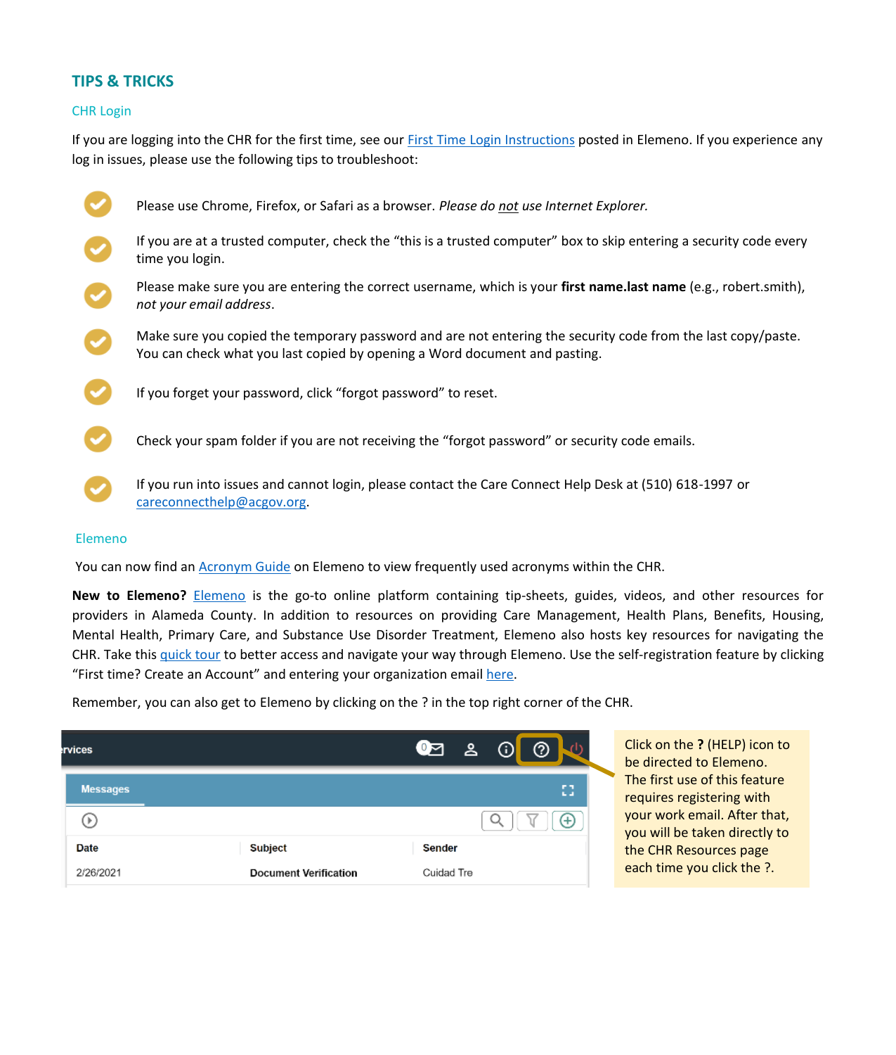## TIPS & TRICKS

### CHR Login

If you are logging into the CHR for the first time, see our First Time Login Instructions posted in Elemeno. If you experience any log in issues, please use the following tips to troubleshoot:

- Please use Chrome, Firefox, or Safari as a browser. *Please do not use Internet Explorer.*
- If you are at a trusted computer, check the “this is a trusted computer” box to skip entering a security code every time you login.
- Please make sure you are entering the correct username, which is your **first name.last name** (e.g., robert.smith), *not your email address*.
- Make sure you copied the temporary password and are not entering the security code from the last copy/paste. You can check what you last copied by opening a Word document and pasting.
- If you forget your password, click “forgot password” to reset.
- Check your spam folder if you are not receiving the “forgot password” or security code emails.
- If you run into issues and cannot login, please contact the Care Connect Help Desk at (510) 618-1997 or careconnecthelp@acgov.org.

### Elemeno

You can now find an Acronym Guide on Elemeno to view frequently used acronyms within the CHR.

**New to Elemeno?** Elemeno is the go-to online platform containing tip-sheets, guides, videos, and other resources for providers in Alameda County. In addition to resources on providing Care Management, Health Plans, Benefits, Housing, Mental Health, Primary Care, and Substance Use Disorder Treatment, Elemeno also hosts key resources for navigating the CHR. Take this quick tour to better access and navigate your way through Elemeno. Use the self-registration feature by clicking “First time? Create an Account” and entering your organization email here.

Remember, you can also get to Elemeno by clicking on the ? in the top right corner of the CHR.

Click on the **?** (HELP) icon to be directed to Elemeno. The first use of this feature requires registering with your work email. After that, you will be taken directly to the CHR Resources page each time you click the ?.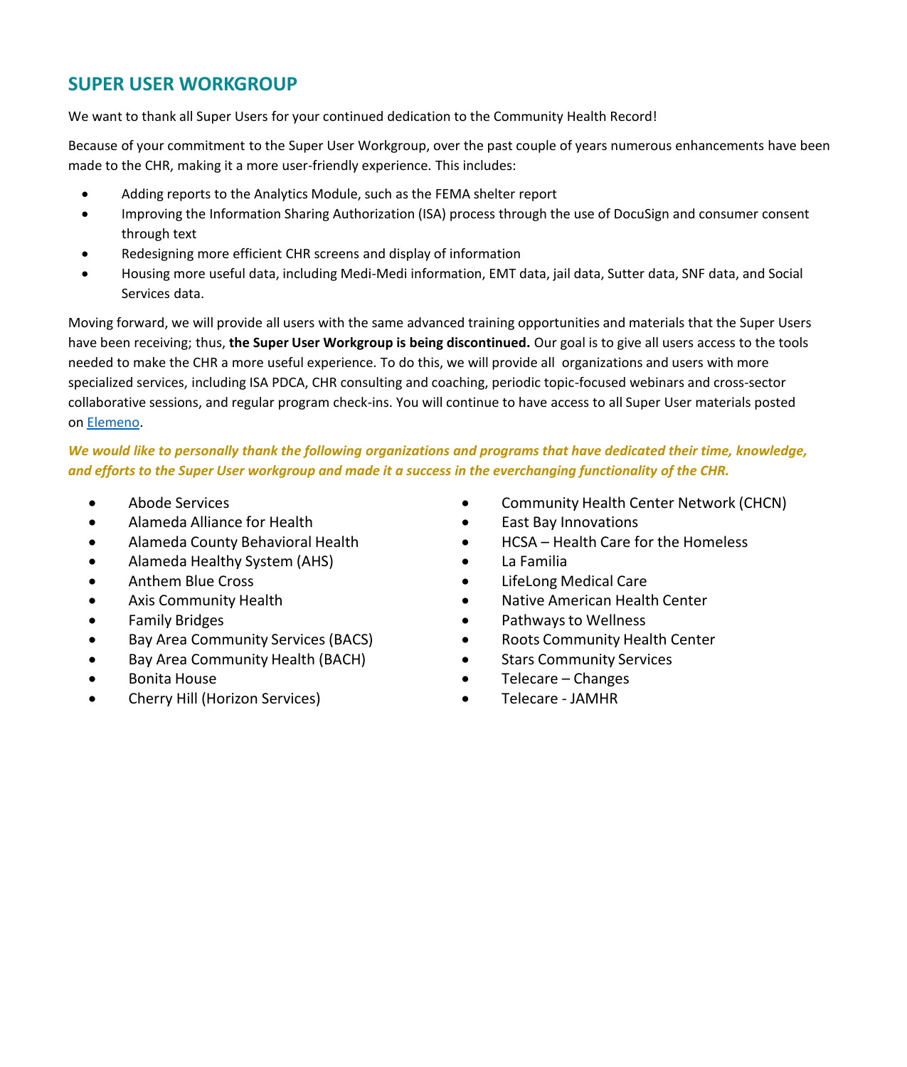## SUPER USER WORKGROUP

We want to thank all Super Users for your continued dedication to the Community Health Record!

Because of your commitment to the Super User Workgroup, over the past couple of years numerous enhancements have been made to the CHR, making it a more user-friendly experience. This includes:

- Adding reports to the Analytics Module, such as the FEMA shelter report
- Improving the Information Sharing Authorization (ISA) process through the use of DocuSign and consumer consent through text
- Redesigning more efficient CHR screens and display of information
- Housing more useful data, including Medi-Medi information, EMT data, jail data, Sutter data, SNF data, and Social Services data.

Moving forward, we will provide all users with the same advanced training opportunities and materials that the Super Users have been receiving; thus, **the Super User Workgroup is being discontinued.** Our goal is to give all users access to the tools needed to make the CHR a more useful experience. To do this, we will provide all organizations and users with more specialized services, including ISA PDCA, CHR consulting and coaching, periodic topic-focused webinars and cross-sector collaborative sessions, and regular program check-ins. You will continue to have access to all Super User materials posted on Elemeno.

***We would like to personally thank the following organizations and programs that have dedicated their time, knowledge, and efforts to the Super User workgroup and made it a success in the everchanging functionality of the CHR.***

- Abode Services
- Alameda Alliance for Health
- Alameda County Behavioral Health
- Alameda Healthy System (AHS)
- Anthem Blue Cross
- Axis Community Health
- Family Bridges
- Bay Area Community Services (BACS)
- Bay Area Community Health (BACH)
- Bonita House
- Cherry Hill (Horizon Services)
- Community Health Center Network (CHCN)
- East Bay Innovations
- HCSA – Health Care for the Homeless
- La Familia
- LifeLong Medical Care
- Native American Health Center
- Pathways to Wellness
- Roots Community Health Center
- Stars Community Services
- Telecare – Changes
- Telecare - JAMHR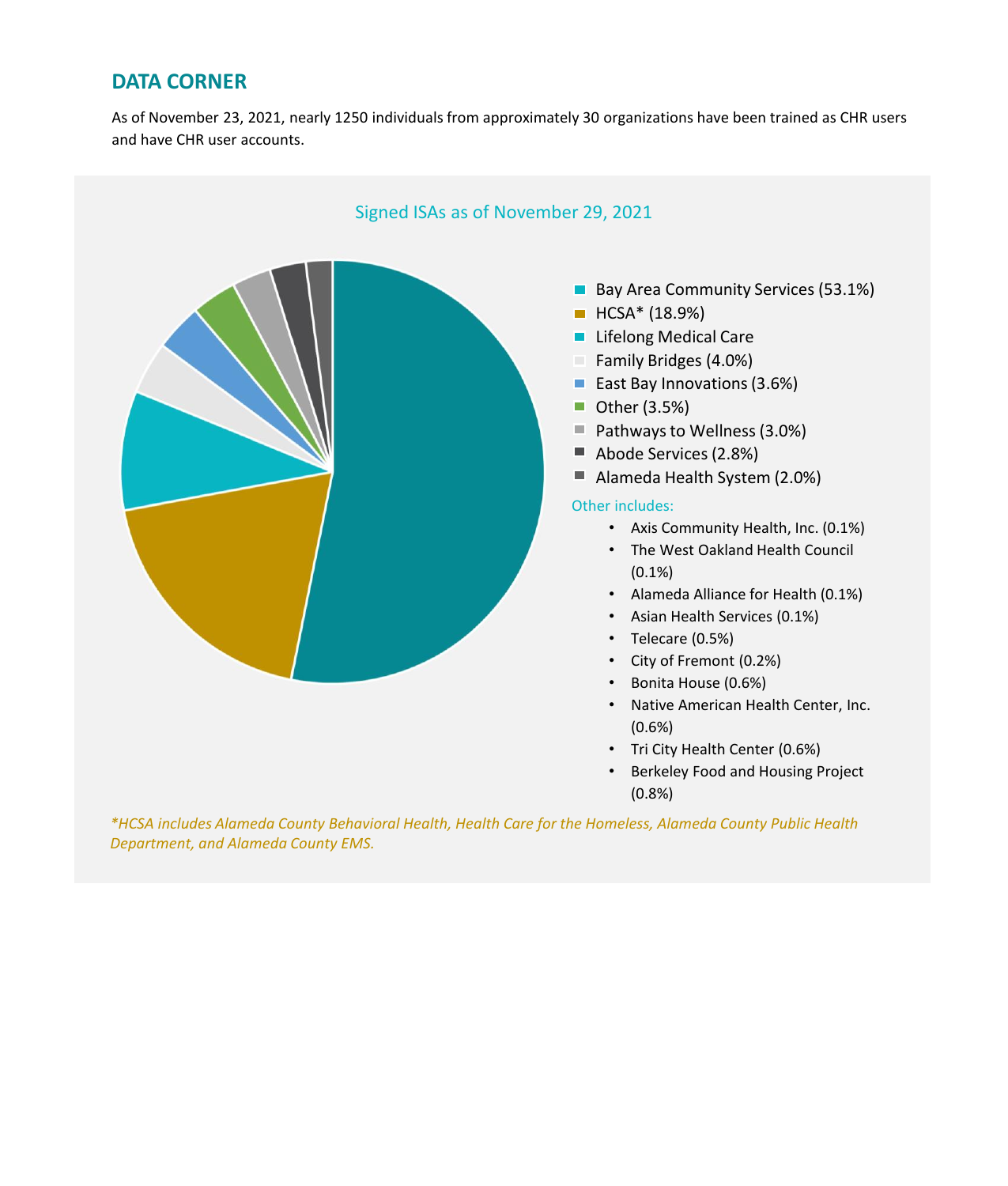## DATA CORNER

As of November 23, 2021, nearly 1250 individuals from approximately 30 organizations have been trained as CHR users and have CHR user accounts.

Signed ISAs as of November 29, 2021

- Bay Area Community Services (53.1%)
- HCSA* (18.9%)
- Lifelong Medical Care
- Family Bridges (4.0%)
- East Bay Innovations (3.6%)
- Other (3.5%)
- Pathways to Wellness (3.0%)
- Abode Services (2.8%)
- Alameda Health System (2.0%)

Other includes:

- Axis Community Health, Inc. (0.1%)
- The West Oakland Health Council (0.1%)
- Alameda Alliance for Health (0.1%)
- Asian Health Services (0.1%)
- Telecare (0.5%)
- City of Fremont (0.2%)
- Bonita House (0.6%)
- Native American Health Center, Inc. (0.6%)
- Tri City Health Center (0.6%)
- Berkeley Food and Housing Project (0.8%)

*\*HCSA includes Alameda County Behavioral Health, Health Care for the Homeless, Alameda County Public Health Department, and Alameda County EMS.*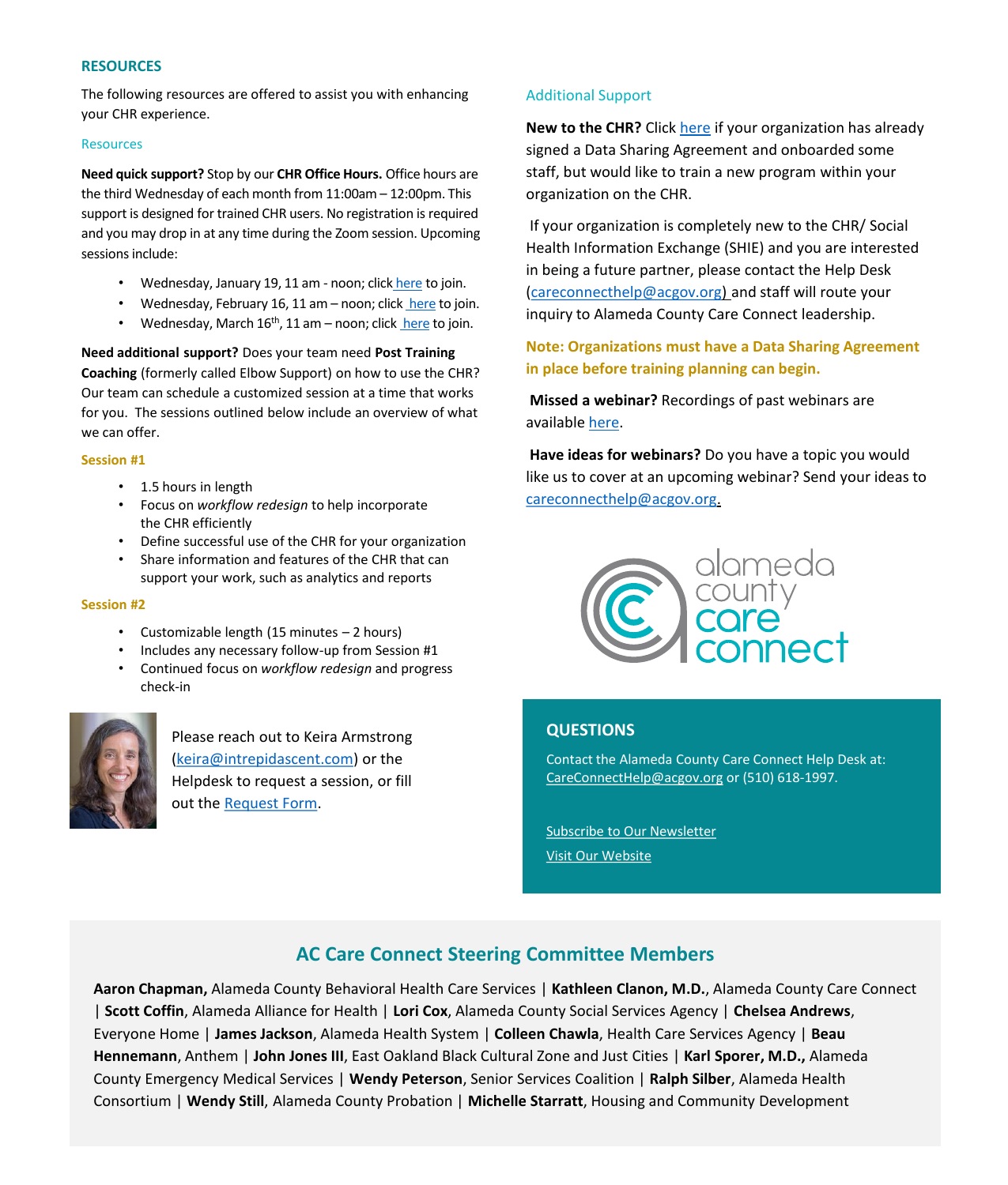## RESOURCES

The following resources are offered to assist you with enhancing your CHR experience.

### Resources

**Need quick support?** Stop by our **CHR Office Hours.** Office hours are the third Wednesday of each month from 11:00am – 12:00pm. This support is designed for trained CHR users. No registration is required and you may drop in at any time during the Zoom session. Upcoming sessions include:

- Wednesday, January 19, 11 am - noon; click here to join.
- Wednesday, February 16, 11 am – noon; click here to join.
- Wednesday, March 16th, 11 am – noon; click here to join.

**Need additional support?** Does your team need **Post Training Coaching** (formerly called Elbow Support) on how to use the CHR? Our team can schedule a customized session at a time that works for you. The sessions outlined below include an overview of what we can offer.

**Session #1**

- 1.5 hours in length
- Focus on *workflow redesign* to help incorporate the CHR efficiently
- Define successful use of the CHR for your organization
- Share information and features of the CHR that can support your work, such as analytics and reports

**Session #2**

- Customizable length (15 minutes – 2 hours)
- Includes any necessary follow-up from Session #1
- Continued focus on *workflow redesign* and progress check-in

Please reach out to Keira Armstrong (keira@intrepidascent.com) or the Helpdesk to request a session, or fill out the Request Form.

### Additional Support

**New to the CHR?** Click here if your organization has already signed a Data Sharing Agreement and onboarded some staff, but would like to train a new program within your organization on the CHR.

If your organization is completely new to the CHR/ Social Health Information Exchange (SHIE) and you are interested in being a future partner, please contact the Help Desk (careconnecthelp@acgov.org) and staff will route your inquiry to Alameda County Care Connect leadership.

**Note: Organizations must have a Data Sharing Agreement in place before training planning can begin.**

**Missed a webinar?** Recordings of past webinars are available here.

**Have ideas for webinars?** Do you have a topic you would like us to cover at an upcoming webinar? Send your ideas to careconnecthelp@acgov.org.

alameda county care connect

## QUESTIONS

Contact the Alameda County Care Connect Help Desk at: CareConnectHelp@acgov.org or (510) 618-1997.

Subscribe to Our Newsletter

Visit Our Website

## AC Care Connect Steering Committee Members

**Aaron Chapman,** Alameda County Behavioral Health Care Services | **Kathleen Clanon, M.D.**, Alameda County Care Connect | **Scott Coffin**, Alameda Alliance for Health | **Lori Cox**, Alameda County Social Services Agency | **Chelsea Andrews**, Everyone Home | **James Jackson**, Alameda Health System | **Colleen Chawla**, Health Care Services Agency | **Beau Hennemann**, Anthem | **John Jones III**, East Oakland Black Cultural Zone and Just Cities | **Karl Sporer, M.D.,** Alameda County Emergency Medical Services | **Wendy Peterson**, Senior Services Coalition | **Ralph Silber**, Alameda Health Consortium | **Wendy Still**, Alameda County Probation | **Michelle Starratt**, Housing and Community Development